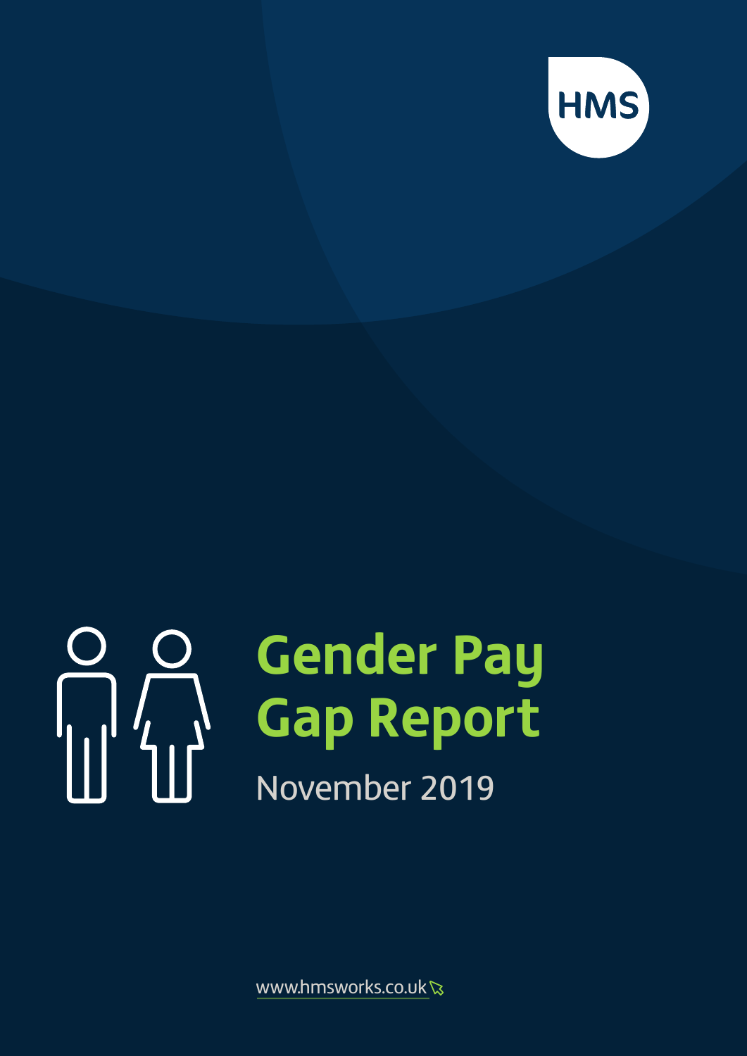HMS

# Gender Pay Gap Report

November 2019

www.hmsworks.co.uk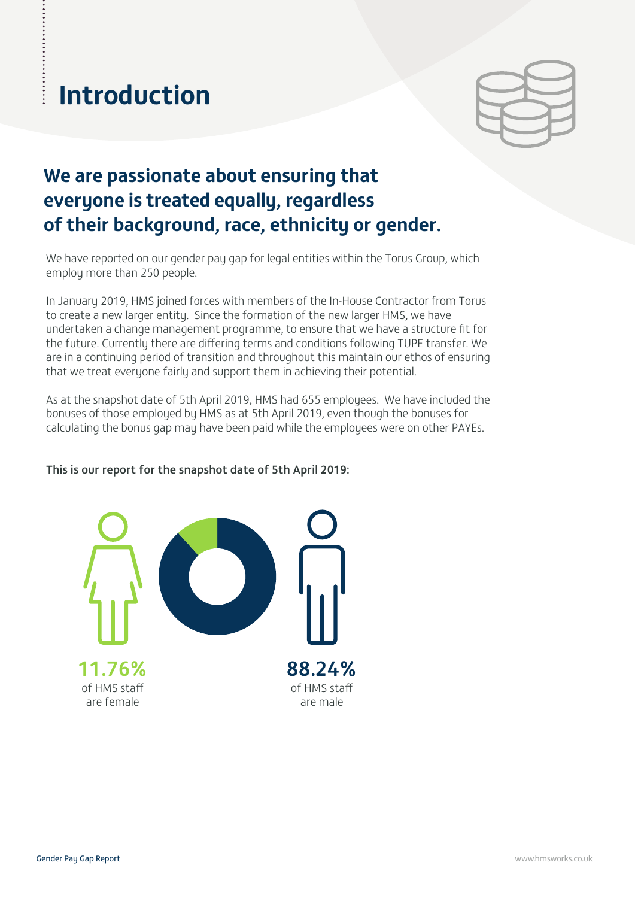# Introduction

## We are passionate about ensuring that everyone is treated equally, regardless of their background, race, ethnicity or gender.

We have reported on our gender pay gap for legal entities within the Torus Group, which employ more than 250 people.

In January 2019, HMS joined forces with members of the In-House Contractor from Torus to create a new larger entity. Since the formation of the new larger HMS, we have undertaken a change management programme, to ensure that we have a structure fit for the future. Currently there are differing terms and conditions following TUPE transfer. We are in a continuing period of transition and throughout this maintain our ethos of ensuring that we treat everyone fairly and support them in achieving their potential.

As at the snapshot date of 5th April 2019, HMS had 655 employees. We have included the bonuses of those employed by HMS as at 5th April 2019, even though the bonuses for calculating the bonus gap may have been paid while the employees were on other PAYEs.

**This is our report for the snapshot date of 5th April 2019:**

**11.76%**
of HMS staff are female

**88.24%**
of HMS staff are male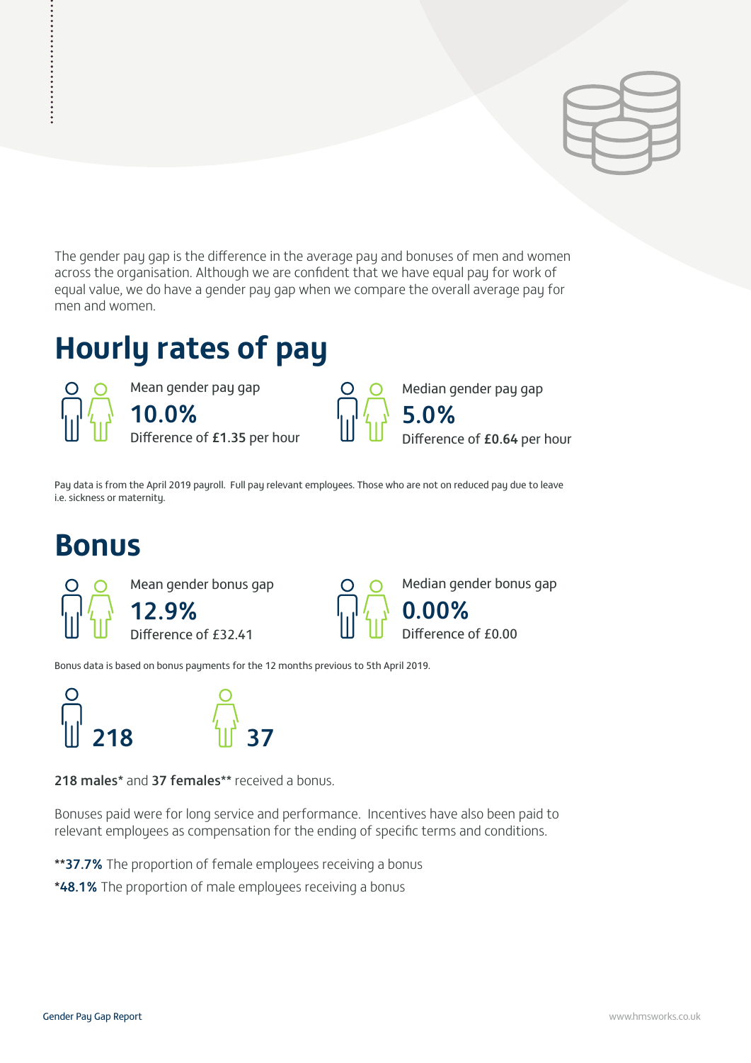The gender pay gap is the difference in the average pay and bonuses of men and women across the organisation. Although we are confident that we have equal pay for work of equal value, we do have a gender pay gap when we compare the overall average pay for men and women.

# Hourly rates of pay

Mean gender pay gap
**10.0%**
Difference of **£1.35** per hour

Median gender pay gap
**5.0%**
Difference of **£0.64** per hour

Pay data is from the April 2019 payroll. Full pay relevant employees. Those who are not on reduced pay due to leave i.e. sickness or maternity.

# Bonus

Mean gender bonus gap
**12.9%**
Difference of £32.41

Median gender bonus gap
**0.00%**
Difference of £0.00

Bonus data is based on bonus payments for the 12 months previous to 5th April 2019.

**218**

**37**

**218 males*** and **37 females**** received a bonus.

Bonuses paid were for long service and performance. Incentives have also been paid to relevant employees as compensation for the ending of specific terms and conditions.

****37.7%** The proportion of female employees receiving a bonus

***48.1%** The proportion of male employees receiving a bonus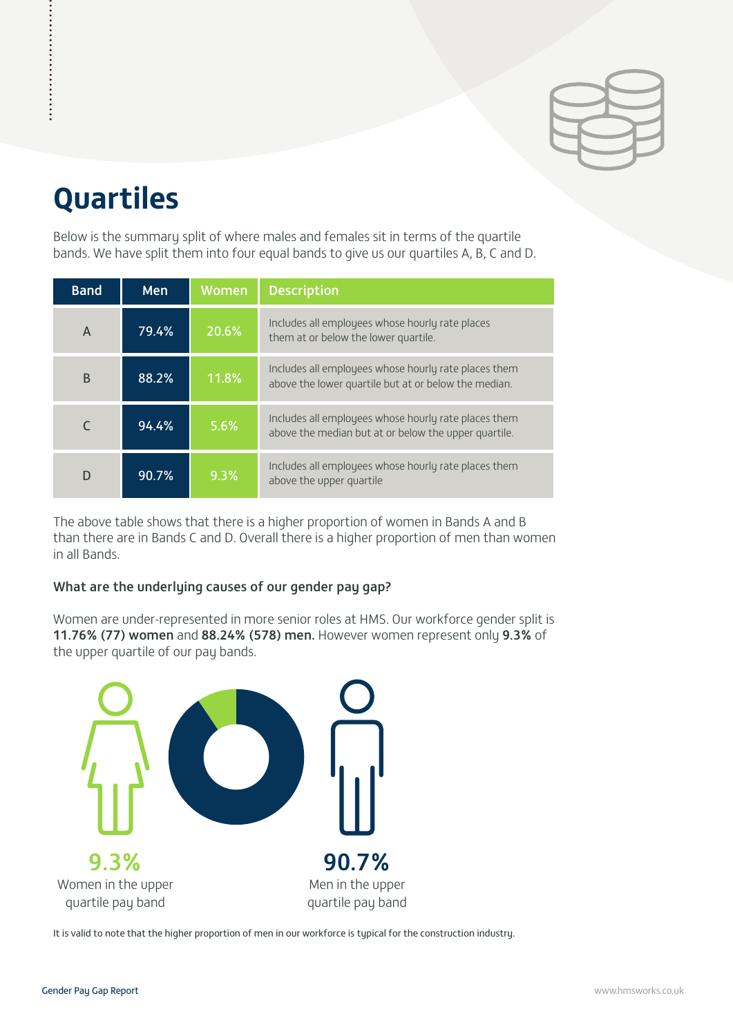# Quartiles

Below is the summary split of where males and females sit in terms of the quartile bands. We have split them into four equal bands to give us our quartiles A, B, C and D.

| Band | Men | Women | Description |
|---|---|---|---|
| A | 79.4% | 20.6% | Includes all employees whose hourly rate places them at or below the lower quartile. |
| B | 88.2% | 11.8% | Includes all employees whose hourly rate places them above the lower quartile but at or below the median. |
| C | 94.4% | 5.6% | Includes all employees whose hourly rate places them above the median but at or below the upper quartile. |
| D | 90.7% | 9.3% | Includes all employees whose hourly rate places them above the upper quartile |

The above table shows that there is a higher proportion of women in Bands A and B than there are in Bands C and D. Overall there is a higher proportion of men than women in all Bands.

### What are the underlying causes of our gender pay gap?

Women are under-represented in more senior roles at HMS. Our workforce gender split is **11.76% (77) women** and **88.24% (578) men.** However women represent only **9.3%** of the upper quartile of our pay bands.

**9.3%**
Women in the upper quartile pay band

**90.7%**
Men in the upper quartile pay band

It is valid to note that the higher proportion of men in our workforce is typical for the construction industry.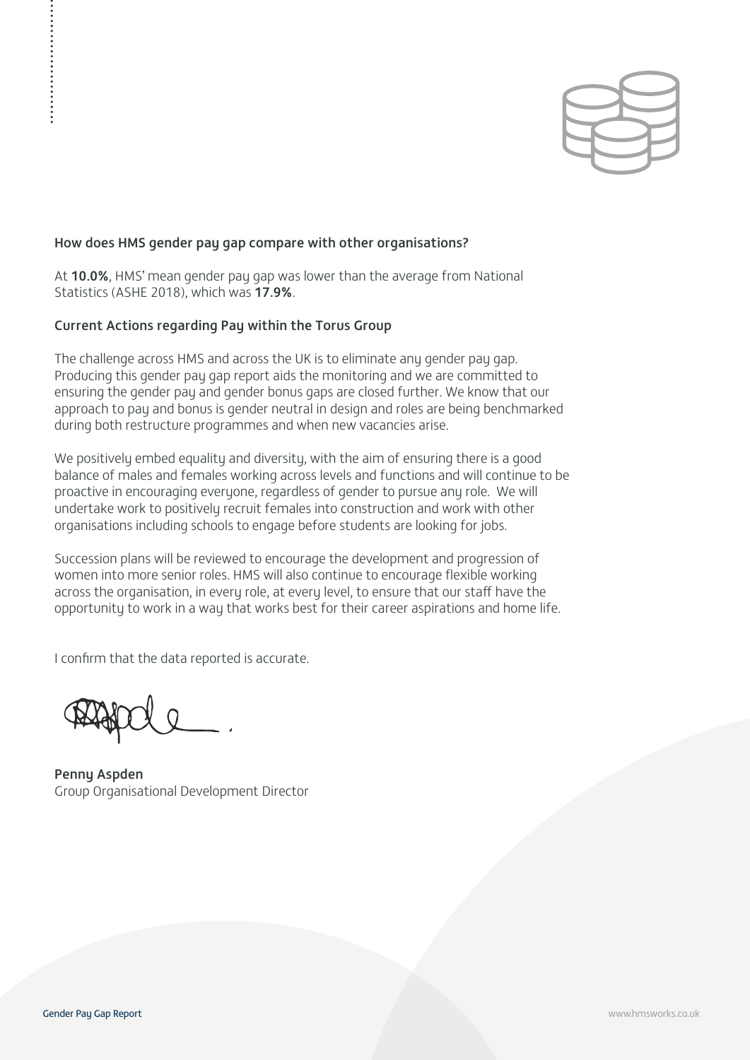### How does HMS gender pay gap compare with other organisations?

At **10.0%**, HMS' mean gender pay gap was lower than the average from National Statistics (ASHE 2018), which was **17.9%**.

### Current Actions regarding Pay within the Torus Group

The challenge across HMS and across the UK is to eliminate any gender pay gap. Producing this gender pay gap report aids the monitoring and we are committed to ensuring the gender pay and gender bonus gaps are closed further. We know that our approach to pay and bonus is gender neutral in design and roles are being benchmarked during both restructure programmes and when new vacancies arise.

We positively embed equality and diversity, with the aim of ensuring there is a good balance of males and females working across levels and functions and will continue to be proactive in encouraging everyone, regardless of gender to pursue any role. We will undertake work to positively recruit females into construction and work with other organisations including schools to engage before students are looking for jobs.

Succession plans will be reviewed to encourage the development and progression of women into more senior roles. HMS will also continue to encourage flexible working across the organisation, in every role, at every level, to ensure that our staff have the opportunity to work in a way that works best for their career aspirations and home life.

I confirm that the data reported is accurate.

**Penny Aspden**
Group Organisational Development Director